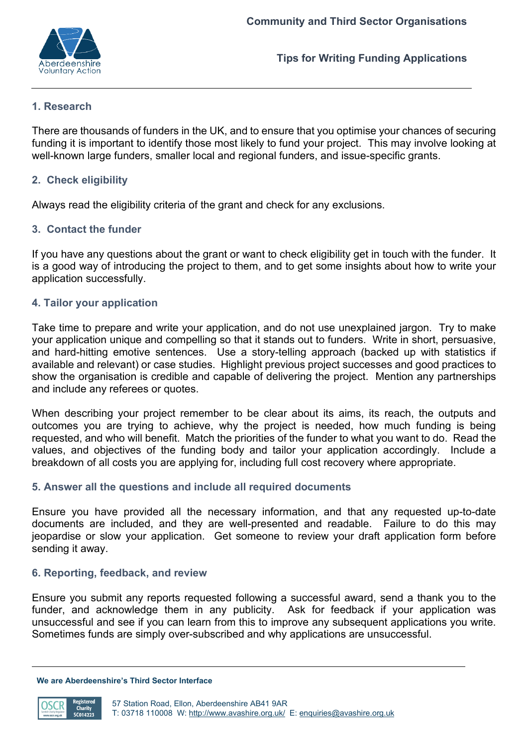Community and Third Sector Organisations

# Tips for Writing Funding Applications

## 1. Research

There are thousands of funders in the UK, and to ensure that you optimise your chances of securing funding it is important to identify those most likely to fund your project. This may involve looking at well-known large funders, smaller local and regional funders, and issue-specific grants.

## 2. Check eligibility

Always read the eligibility criteria of the grant and check for any exclusions.

## 3. Contact the funder

If you have any questions about the grant or want to check eligibility get in touch with the funder. It is a good way of introducing the project to them, and to get some insights about how to write your application successfully.

## 4. Tailor your application

Take time to prepare and write your application, and do not use unexplained jargon. Try to make your application unique and compelling so that it stands out to funders. Write in short, persuasive, and hard-hitting emotive sentences. Use a story-telling approach (backed up with statistics if available and relevant) or case studies. Highlight previous project successes and good practices to show the organisation is credible and capable of delivering the project. Mention any partnerships and include any referees or quotes.

When describing your project remember to be clear about its aims, its reach, the outputs and outcomes you are trying to achieve, why the project is needed, how much funding is being requested, and who will benefit. Match the priorities of the funder to what you want to do. Read the values, and objectives of the funding body and tailor your application accordingly. Include a breakdown of all costs you are applying for, including full cost recovery where appropriate.

## 5. Answer all the questions and include all required documents

Ensure you have provided all the necessary information, and that any requested up-to-date documents are included, and they are well-presented and readable. Failure to do this may jeopardise or slow your application. Get someone to review your draft application form before sending it away.

## 6. Reporting, feedback, and review

Ensure you submit any reports requested following a successful award, send a thank you to the funder, and acknowledge them in any publicity. Ask for feedback if your application was unsuccessful and see if you can learn from this to improve any subsequent applications you write. Sometimes funds are simply over-subscribed and why applications are unsuccessful.

**We are Aberdeenshire's Third Sector Interface**

57 Station Road, Ellon, Aberdeenshire AB41 9AR
T: 03718 110008 W: http://www.avashire.org.uk/ E: enquiries@avashire.org.uk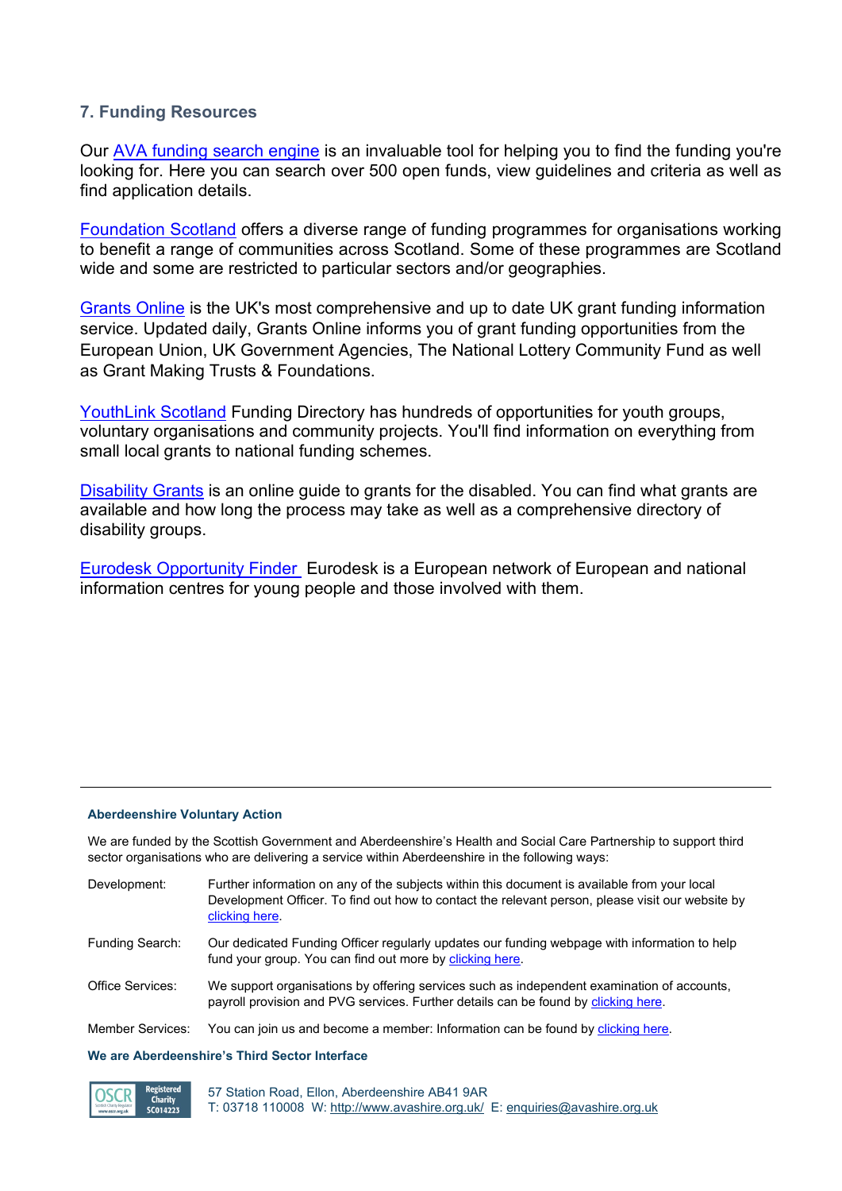## 7. Funding Resources

Our AVA funding search engine is an invaluable tool for helping you to find the funding you're looking for. Here you can search over 500 open funds, view guidelines and criteria as well as find application details.

Foundation Scotland offers a diverse range of funding programmes for organisations working to benefit a range of communities across Scotland. Some of these programmes are Scotland wide and some are restricted to particular sectors and/or geographies.

Grants Online is the UK's most comprehensive and up to date UK grant funding information service. Updated daily, Grants Online informs you of grant funding opportunities from the European Union, UK Government Agencies, The National Lottery Community Fund as well as Grant Making Trusts & Foundations.

YouthLink Scotland Funding Directory has hundreds of opportunities for youth groups, voluntary organisations and community projects. You'll find information on everything from small local grants to national funding schemes.

Disability Grants is an online guide to grants for the disabled. You can find what grants are available and how long the process may take as well as a comprehensive directory of disability groups.

Eurodesk Opportunity Finder Eurodesk is a European network of European and national information centres for young people and those involved with them.

---

**Aberdeenshire Voluntary Action**

We are funded by the Scottish Government and Aberdeenshire's Health and Social Care Partnership to support third sector organisations who are delivering a service within Aberdeenshire in the following ways:

| | |
|---|---|
| Development: | Further information on any of the subjects within this document is available from your local Development Officer. To find out how to contact the relevant person, please visit our website by clicking here. |
| Funding Search: | Our dedicated Funding Officer regularly updates our funding webpage with information to help fund your group. You can find out more by clicking here. |
| Office Services: | We support organisations by offering services such as independent examination of accounts, payroll provision and PVG services. Further details can be found by clicking here. |
| Member Services: | You can join us and become a member: Information can be found by clicking here. |

**We are Aberdeenshire's Third Sector Interface**

OSCR Registered Charity SC014223

57 Station Road, Ellon, Aberdeenshire AB41 9AR
T: 03718 110008 W: http://www.avashire.org.uk/ E: enquiries@avashire.org.uk